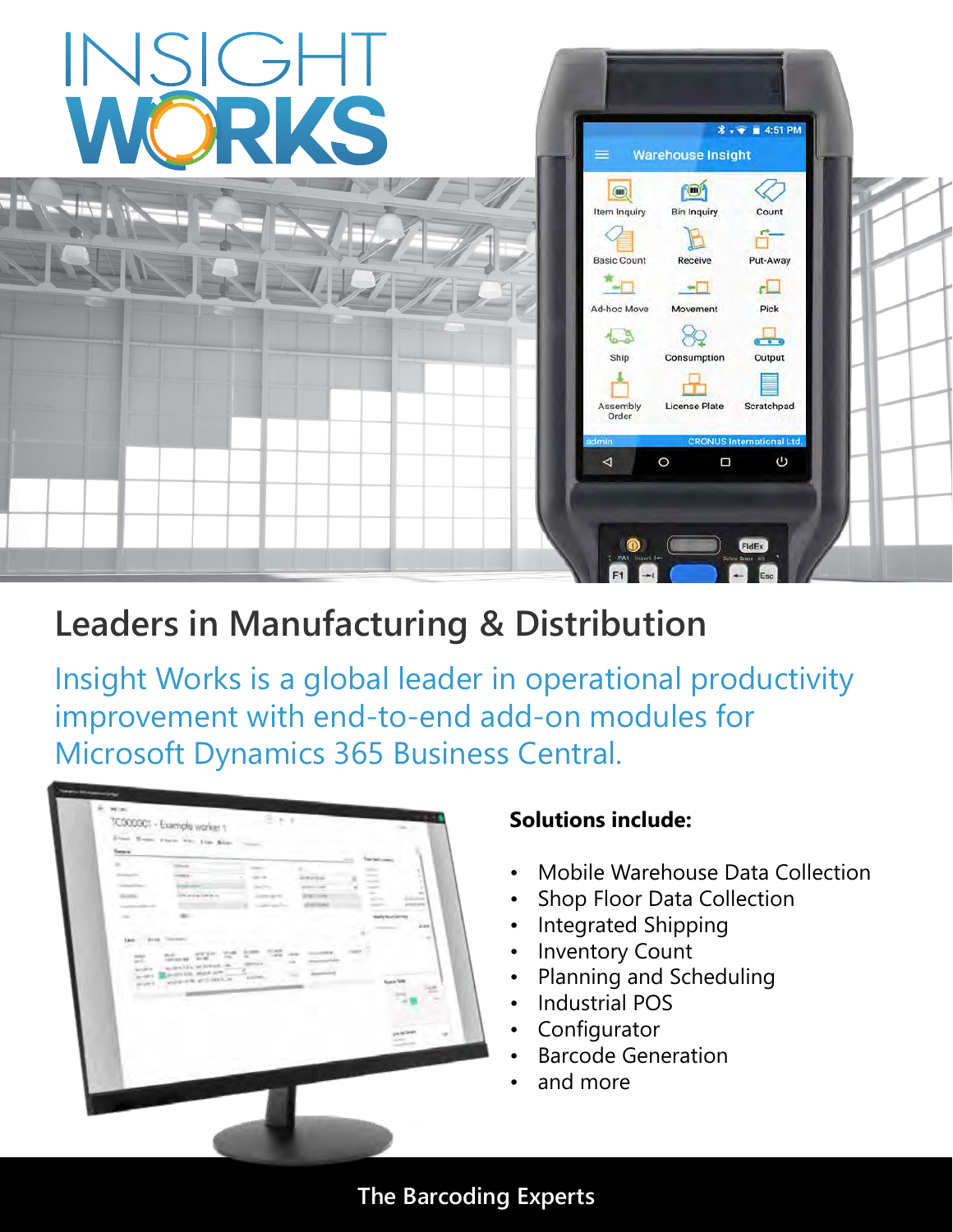# INSIGHT WORKS

## Leaders in Manufacturing & Distribution

Insight Works is a global leader in operational productivity improvement with end-to-end add-on modules for Microsoft Dynamics 365 Business Central.

**Solutions include:**

- Mobile Warehouse Data Collection
- Shop Floor Data Collection
- Integrated Shipping
- Inventory Count
- Planning and Scheduling
- Industrial POS
- Configurator
- Barcode Generation
- and more

The Barcoding Experts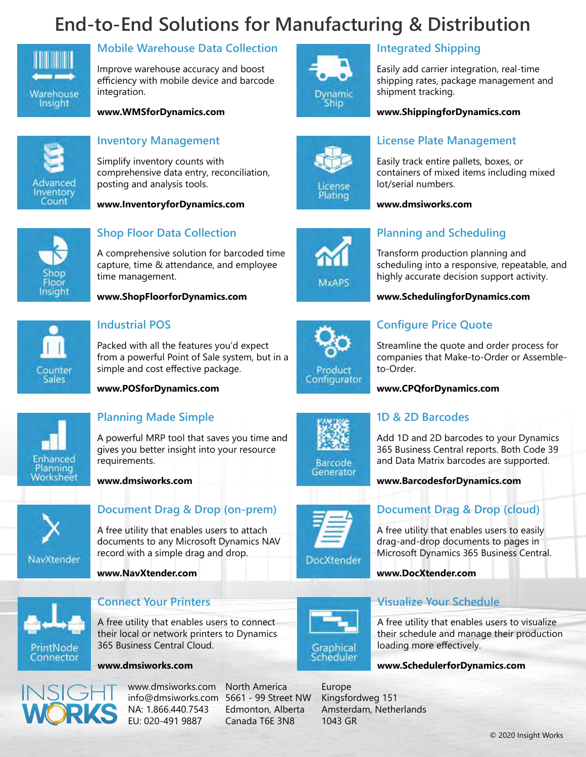# End-to-End Solutions for Manufacturing & Distribution

Warehouse Insight

## Mobile Warehouse Data Collection

Improve warehouse accuracy and boost efficiency with mobile device and barcode integration.

**www.WMSforDynamics.com**

Dynamic Ship

## Integrated Shipping

Easily add carrier integration, real-time shipping rates, package management and shipment tracking.

**www.ShippingforDynamics.com**

Advanced Inventory Count

## Inventory Management

Simplify inventory counts with comprehensive data entry, reconciliation, posting and analysis tools.

**www.InventoryforDynamics.com**

License Plating

## License Plate Management

Easily track entire pallets, boxes, or containers of mixed items including mixed lot/serial numbers.

**www.dmsiworks.com**

Shop Floor Insight

## Shop Floor Data Collection

A comprehensive solution for barcoded time capture, time & attendance, and employee time management.

**www.ShopFloorforDynamics.com**

MxAPS

## Planning and Scheduling

Transform production planning and scheduling into a responsive, repeatable, and highly accurate decision support activity.

**www.SchedulingforDynamics.com**

Counter Sales

## Industrial POS

Packed with all the features you'd expect from a powerful Point of Sale system, but in a simple and cost effective package.

**www.POSforDynamics.com**

Product Configurator

## Configure Price Quote

Streamline the quote and order process for companies that Make-to-Order or Assemble-to-Order.

**www.CPQforDynamics.com**

Enhanced Planning Worksheet

## Planning Made Simple

A powerful MRP tool that saves you time and gives you better insight into your resource requirements.

**www.dmsiworks.com**

Barcode Generator

## 1D & 2D Barcodes

Add 1D and 2D barcodes to your Dynamics 365 Business Central reports. Both Code 39 and Data Matrix barcodes are supported.

**www.BarcodesforDynamics.com**

NavXtender

## Document Drag & Drop (on-prem)

A free utility that enables users to attach documents to any Microsoft Dynamics NAV record with a simple drag and drop.

**www.NavXtender.com**

DocXtender

## Document Drag & Drop (cloud)

A free utility that enables users to easily drag-and-drop documents to pages in Microsoft Dynamics 365 Business Central.

**www.DocXtender.com**

PrintNode Connector

## Connect Your Printers

A free utility that enables users to connect their local or network printers to Dynamics 365 Business Central Cloud.

**www.dmsiworks.com**

Graphical Scheduler

## Visualize Your Schedule

A free utility that enables users to visualize their schedule and manage their production loading more effectively.

**www.SchedulerforDynamics.com**

INSIGHT WORKS

www.dmsiworks.com
info@dmsiworks.com
NA: 1.866.440.7543
EU: 020-491 9887

North America
5661 - 99 Street NW
Edmonton, Alberta
Canada T6E 3N8

Europe
Kingsfordweg 151
Amsterdam, Netherlands
1043 GR

© 2020 Insight Works